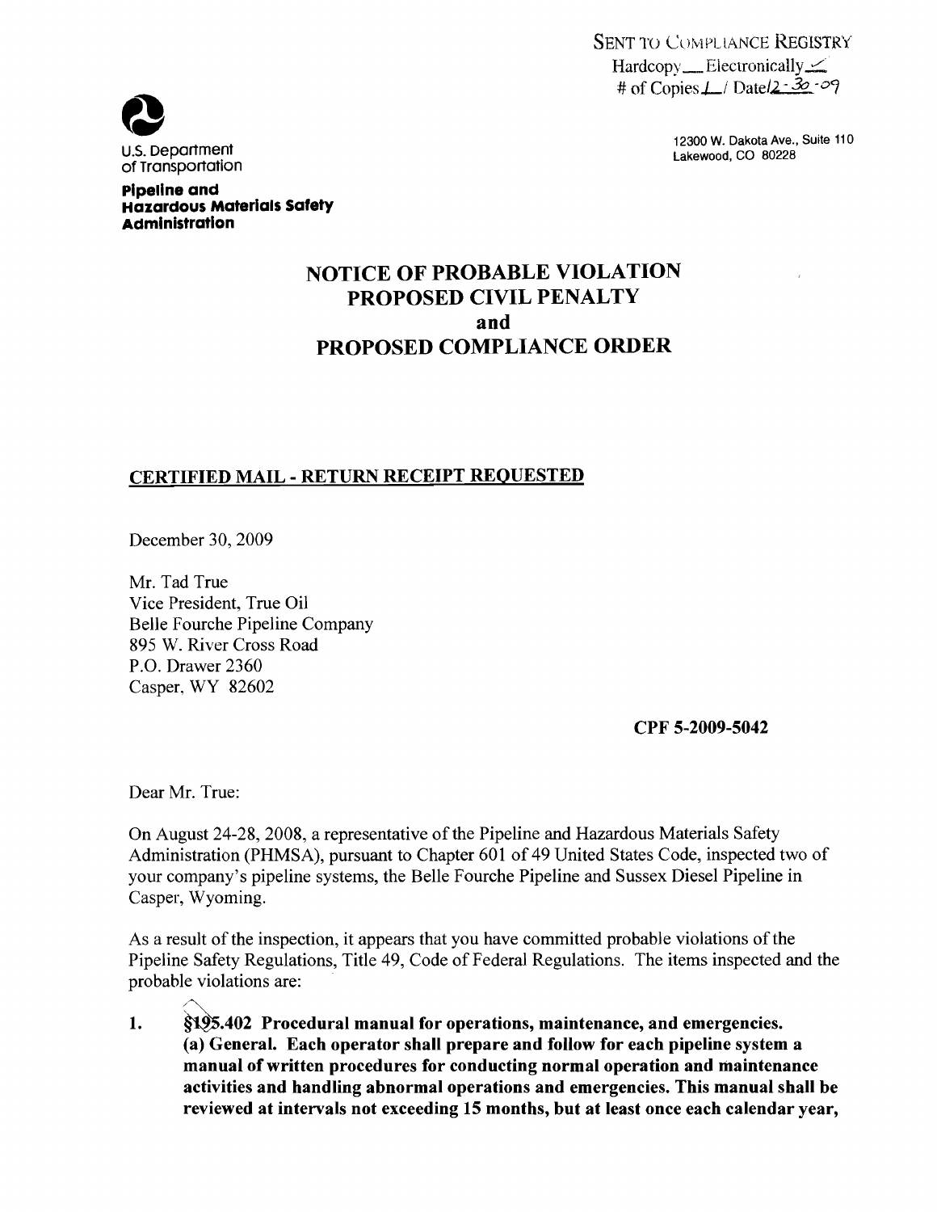SENT TO COMPLIANCE REGISTRY
Hardcopy___ Electronically ✓
# of Copies 1 / Date 12-30-09

U.S. Department of Transportation

**Pipeline and Hazardous Materials Safety Administration**

12300 W. Dakota Ave., Suite 110
Lakewood, CO 80228

# NOTICE OF PROBABLE VIOLATION
# PROPOSED CIVIL PENALTY
# and
# PROPOSED COMPLIANCE ORDER

**CERTIFIED MAIL - RETURN RECEIPT REQUESTED**

December 30, 2009

Mr. Tad True
Vice President, True Oil
Belle Fourche Pipeline Company
895 W. River Cross Road
P.O. Drawer 2360
Casper, WY 82602

**CPF 5-2009-5042**

Dear Mr. True:

On August 24-28, 2008, a representative of the Pipeline and Hazardous Materials Safety Administration (PHMSA), pursuant to Chapter 601 of 49 United States Code, inspected two of your company's pipeline systems, the Belle Fourche Pipeline and Sussex Diesel Pipeline in Casper, Wyoming.

As a result of the inspection, it appears that you have committed probable violations of the Pipeline Safety Regulations, Title 49, Code of Federal Regulations. The items inspected and the probable violations are:

1. **§195.402 Procedural manual for operations, maintenance, and emergencies. (a) General. Each operator shall prepare and follow for each pipeline system a manual of written procedures for conducting normal operation and maintenance activities and handling abnormal operations and emergencies. This manual shall be reviewed at intervals not exceeding 15 months, but at least once each calendar year,**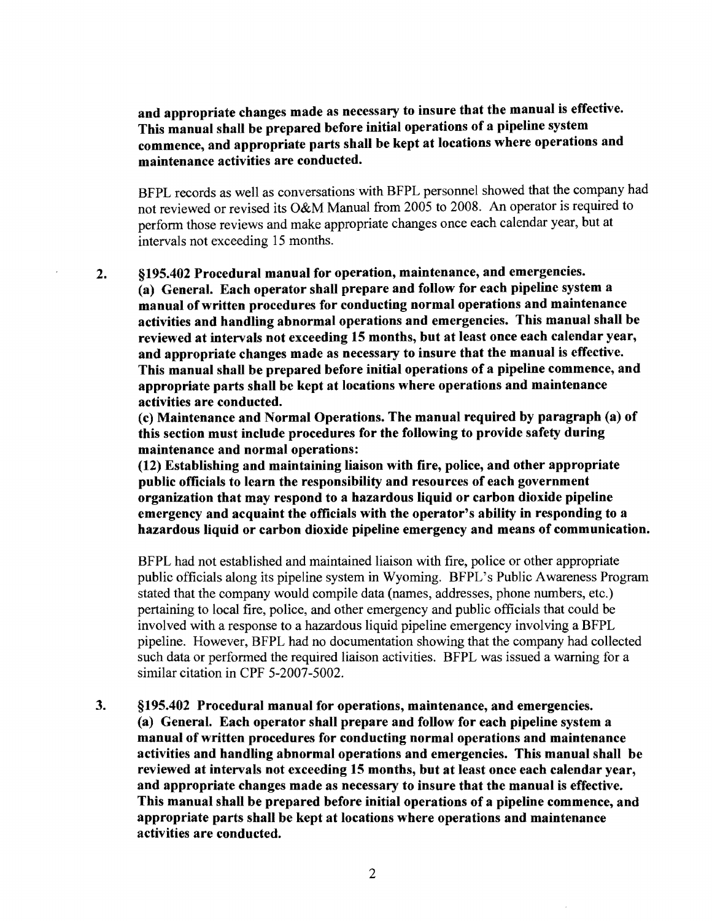**and appropriate changes made as necessary to insure that the manual is effective. This manual shall be prepared before initial operations of a pipeline system commence, and appropriate parts shall be kept at locations where operations and maintenance activities are conducted.**

BFPL records as well as conversations with BFPL personnel showed that the company had not reviewed or revised its O&M Manual from 2005 to 2008. An operator is required to perform those reviews and make appropriate changes once each calendar year, but at intervals not exceeding 15 months.

2. **§195.402 Procedural manual for operation, maintenance, and emergencies.**
**(a) General. Each operator shall prepare and follow for each pipeline system a manual of written procedures for conducting normal operations and maintenance activities and handling abnormal operations and emergencies. This manual shall be reviewed at intervals not exceeding 15 months, but at least once each calendar year, and appropriate changes made as necessary to insure that the manual is effective. This manual shall be prepared before initial operations of a pipeline commence, and appropriate parts shall be kept at locations where operations and maintenance activities are conducted.**
**(c) Maintenance and Normal Operations. The manual required by paragraph (a) of this section must include procedures for the following to provide safety during maintenance and normal operations:**
**(12) Establishing and maintaining liaison with fire, police, and other appropriate public officials to learn the responsibility and resources of each government organization that may respond to a hazardous liquid or carbon dioxide pipeline emergency and acquaint the officials with the operator's ability in responding to a hazardous liquid or carbon dioxide pipeline emergency and means of communication.**

BFPL had not established and maintained liaison with fire, police or other appropriate public officials along its pipeline system in Wyoming. BFPL's Public Awareness Program stated that the company would compile data (names, addresses, phone numbers, etc.) pertaining to local fire, police, and other emergency and public officials that could be involved with a response to a hazardous liquid pipeline emergency involving a BFPL pipeline. However, BFPL had no documentation showing that the company had collected such data or performed the required liaison activities. BFPL was issued a warning for a similar citation in CPF 5-2007-5002.

3. **§195.402 Procedural manual for operations, maintenance, and emergencies.**
**(a) General. Each operator shall prepare and follow for each pipeline system a manual of written procedures for conducting normal operations and maintenance activities and handling abnormal operations and emergencies. This manual shall be reviewed at intervals not exceeding 15 months, but at least once each calendar year, and appropriate changes made as necessary to insure that the manual is effective. This manual shall be prepared before initial operations of a pipeline commence, and appropriate parts shall be kept at locations where operations and maintenance activities are conducted.**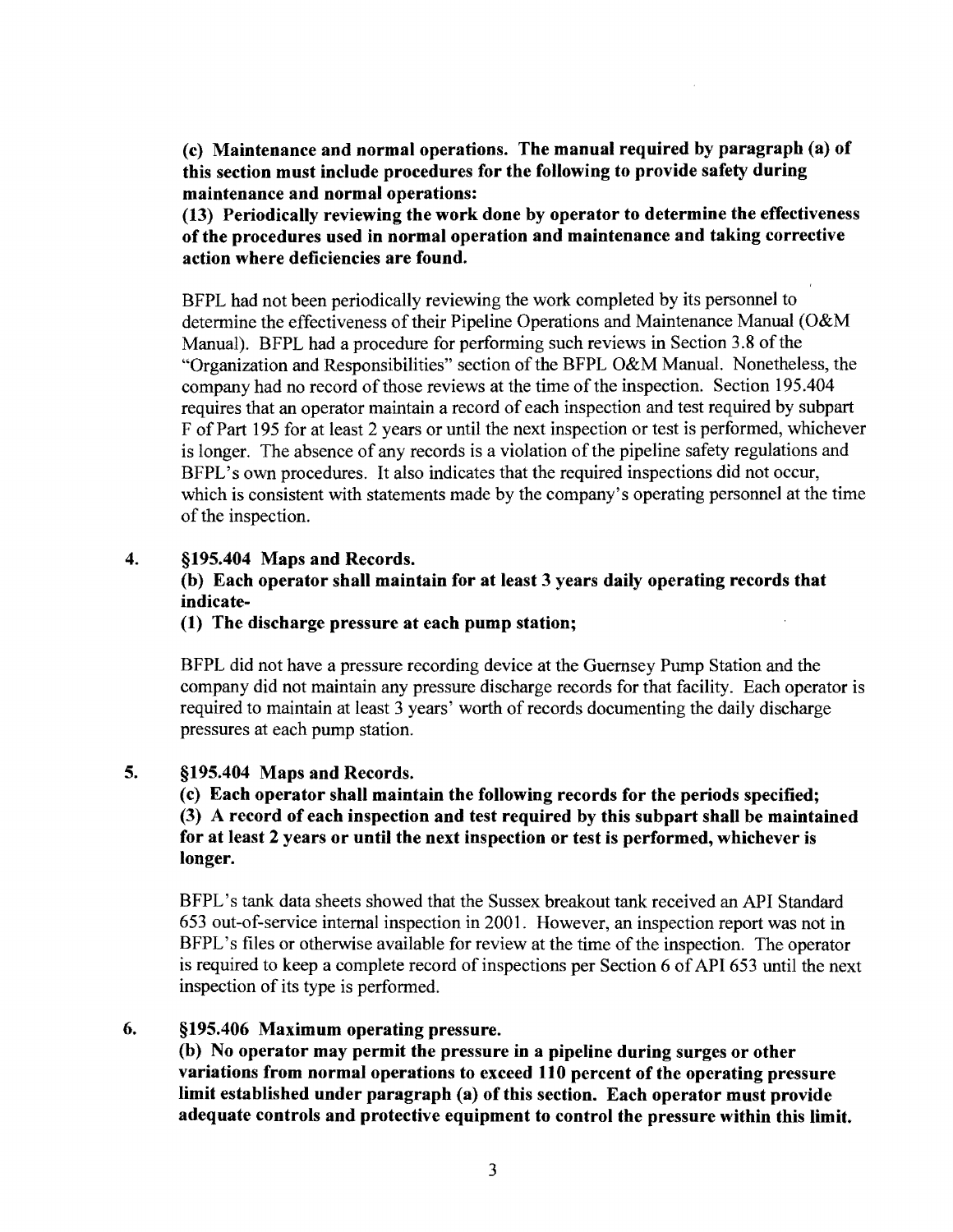**(c) Maintenance and normal operations. The manual required by paragraph (a) of this section must include procedures for the following to provide safety during maintenance and normal operations:**

**(13) Periodically reviewing the work done by operator to determine the effectiveness of the procedures used in normal operation and maintenance and taking corrective action where deficiencies are found.**

BFPL had not been periodically reviewing the work completed by its personnel to determine the effectiveness of their Pipeline Operations and Maintenance Manual (O&M Manual). BFPL had a procedure for performing such reviews in Section 3.8 of the "Organization and Responsibilities" section of the BFPL O&M Manual. Nonetheless, the company had no record of those reviews at the time of the inspection. Section 195.404 requires that an operator maintain a record of each inspection and test required by subpart F of Part 195 for at least 2 years or until the next inspection or test is performed, whichever is longer. The absence of any records is a violation of the pipeline safety regulations and BFPL's own procedures. It also indicates that the required inspections did not occur, which is consistent with statements made by the company's operating personnel at the time of the inspection.

4. **§195.404 Maps and Records.**

   **(b) Each operator shall maintain for at least 3 years daily operating records that indicate-**

   **(1) The discharge pressure at each pump station;**

   BFPL did not have a pressure recording device at the Guernsey Pump Station and the company did not maintain any pressure discharge records for that facility. Each operator is required to maintain at least 3 years' worth of records documenting the daily discharge pressures at each pump station.

5. **§195.404 Maps and Records.**

   **(c) Each operator shall maintain the following records for the periods specified;**

   **(3) A record of each inspection and test required by this subpart shall be maintained for at least 2 years or until the next inspection or test is performed, whichever is longer.**

   BFPL's tank data sheets showed that the Sussex breakout tank received an API Standard 653 out-of-service internal inspection in 2001. However, an inspection report was not in BFPL's files or otherwise available for review at the time of the inspection. The operator is required to keep a complete record of inspections per Section 6 of API 653 until the next inspection of its type is performed.

6. **§195.406 Maximum operating pressure.**

   **(b) No operator may permit the pressure in a pipeline during surges or other variations from normal operations to exceed 110 percent of the operating pressure limit established under paragraph (a) of this section. Each operator must provide adequate controls and protective equipment to control the pressure within this limit.**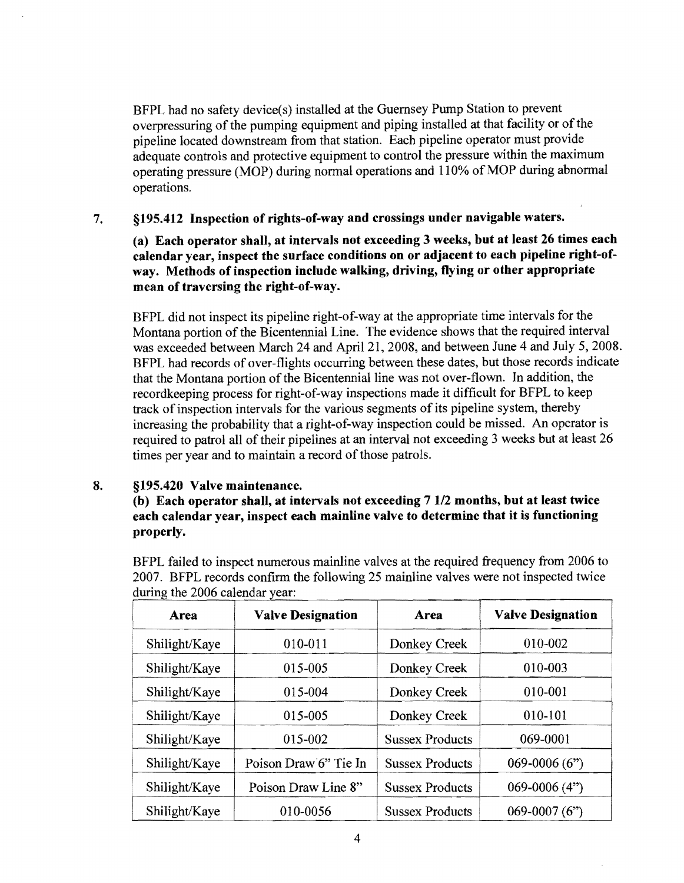BFPL had no safety device(s) installed at the Guernsey Pump Station to prevent overpressuring of the pumping equipment and piping installed at that facility or of the pipeline located downstream from that station. Each pipeline operator must provide adequate controls and protective equipment to control the pressure within the maximum operating pressure (MOP) during normal operations and 110% of MOP during abnormal operations.

7. **§195.412 Inspection of rights-of-way and crossings under navigable waters.**

**(a) Each operator shall, at intervals not exceeding 3 weeks, but at least 26 times each calendar year, inspect the surface conditions on or adjacent to each pipeline right-of-way. Methods of inspection include walking, driving, flying or other appropriate mean of traversing the right-of-way.**

BFPL did not inspect its pipeline right-of-way at the appropriate time intervals for the Montana portion of the Bicentennial Line. The evidence shows that the required interval was exceeded between March 24 and April 21, 2008, and between June 4 and July 5, 2008. BFPL had records of over-flights occurring between these dates, but those records indicate that the Montana portion of the Bicentennial line was not over-flown. In addition, the recordkeeping process for right-of-way inspections made it difficult for BFPL to keep track of inspection intervals for the various segments of its pipeline system, thereby increasing the probability that a right-of-way inspection could be missed. An operator is required to patrol all of their pipelines at an interval not exceeding 3 weeks but at least 26 times per year and to maintain a record of those patrols.

8. **§195.420 Valve maintenance.**

**(b) Each operator shall, at intervals not exceeding 7 1/2 months, but at least twice each calendar year, inspect each mainline valve to determine that it is functioning properly.**

BFPL failed to inspect numerous mainline valves at the required frequency from 2006 to 2007. BFPL records confirm the following 25 mainline valves were not inspected twice during the 2006 calendar year:

| Area | Valve Designation | Area | Valve Designation |
|---|---|---|---|
| Shilight/Kaye | 010-011 | Donkey Creek | 010-002 |
| Shilight/Kaye | 015-005 | Donkey Creek | 010-003 |
| Shilight/Kaye | 015-004 | Donkey Creek | 010-001 |
| Shilight/Kaye | 015-005 | Donkey Creek | 010-101 |
| Shilight/Kaye | 015-002 | Sussex Products | 069-0001 |
| Shilight/Kaye | Poison Draw 6" Tie In | Sussex Products | 069-0006 (6") |
| Shilight/Kaye | Poison Draw Line 8" | Sussex Products | 069-0006 (4") |
| Shilight/Kaye | 010-0056 | Sussex Products | 069-0007 (6") |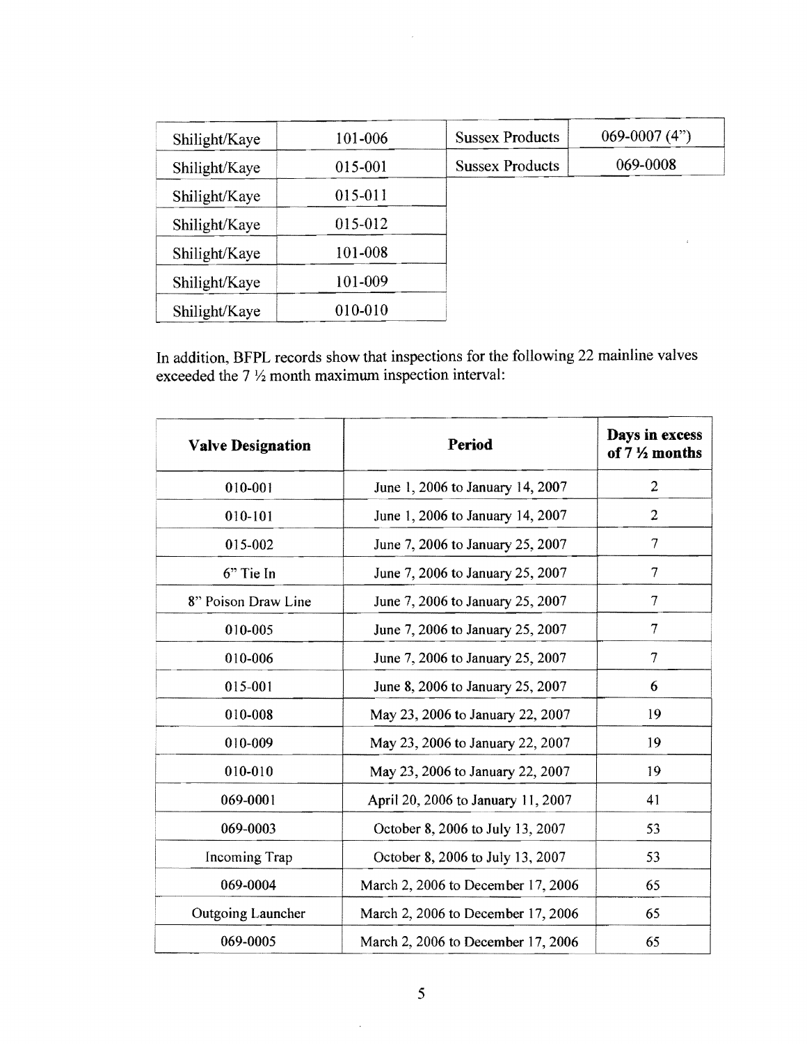| | | | |
|---|---|---|---|
| Shilight/Kaye | 101-006 | Sussex Products | 069-0007 (4") |
| Shilight/Kaye | 015-001 | Sussex Products | 069-0008 |
| Shilight/Kaye | 015-011 | | |
| Shilight/Kaye | 015-012 | | |
| Shilight/Kaye | 101-008 | | |
| Shilight/Kaye | 101-009 | | |
| Shilight/Kaye | 010-010 | | |

In addition, BFPL records show that inspections for the following 22 mainline valves exceeded the 7 ½ month maximum inspection interval:

| Valve Designation | Period | Days in excess of 7 ½ months |
|---|---|---|
| 010-001 | June 1, 2006 to January 14, 2007 | 2 |
| 010-101 | June 1, 2006 to January 14, 2007 | 2 |
| 015-002 | June 7, 2006 to January 25, 2007 | 7 |
| 6" Tie In | June 7, 2006 to January 25, 2007 | 7 |
| 8" Poison Draw Line | June 7, 2006 to January 25, 2007 | 7 |
| 010-005 | June 7, 2006 to January 25, 2007 | 7 |
| 010-006 | June 7, 2006 to January 25, 2007 | 7 |
| 015-001 | June 8, 2006 to January 25, 2007 | 6 |
| 010-008 | May 23, 2006 to January 22, 2007 | 19 |
| 010-009 | May 23, 2006 to January 22, 2007 | 19 |
| 010-010 | May 23, 2006 to January 22, 2007 | 19 |
| 069-0001 | April 20, 2006 to January 11, 2007 | 41 |
| 069-0003 | October 8, 2006 to July 13, 2007 | 53 |
| Incoming Trap | October 8, 2006 to July 13, 2007 | 53 |
| 069-0004 | March 2, 2006 to December 17, 2006 | 65 |
| Outgoing Launcher | March 2, 2006 to December 17, 2006 | 65 |
| 069-0005 | March 2, 2006 to December 17, 2006 | 65 |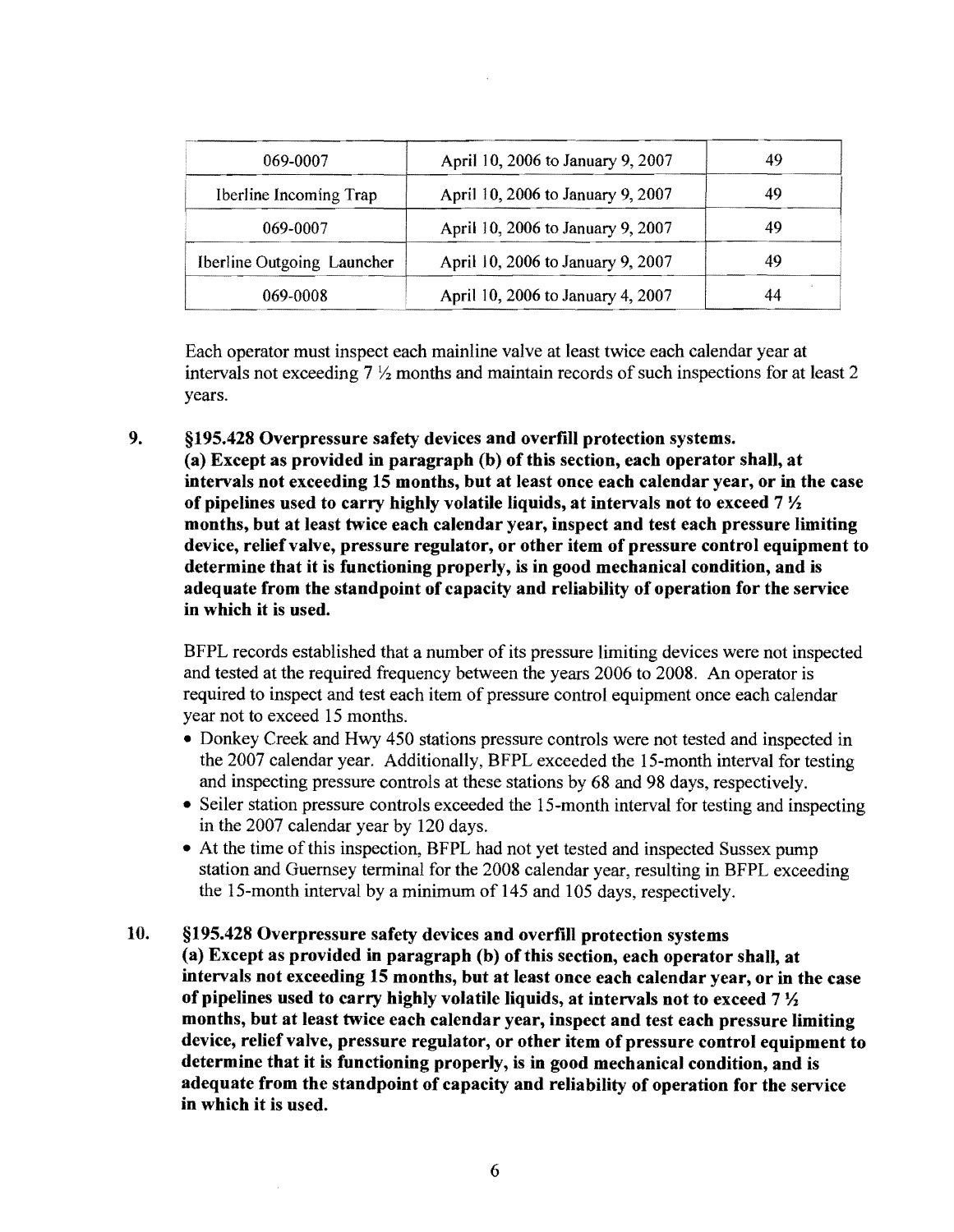| 069-0007 | April 10, 2006 to January 9, 2007 | 49 |
|---|---|---|
| Iberline Incoming Trap | April 10, 2006 to January 9, 2007 | 49 |
| 069-0007 | April 10, 2006 to January 9, 2007 | 49 |
| Iberline Outgoing Launcher | April 10, 2006 to January 9, 2007 | 49 |
| 069-0008 | April 10, 2006 to January 4, 2007 | 44 |

Each operator must inspect each mainline valve at least twice each calendar year at intervals not exceeding 7 ½ months and maintain records of such inspections for at least 2 years.

9. **§195.428 Overpressure safety devices and overfill protection systems.**
**(a) Except as provided in paragraph (b) of this section, each operator shall, at intervals not exceeding 15 months, but at least once each calendar year, or in the case of pipelines used to carry highly volatile liquids, at intervals not to exceed 7 ½ months, but at least twice each calendar year, inspect and test each pressure limiting device, relief valve, pressure regulator, or other item of pressure control equipment to determine that it is functioning properly, is in good mechanical condition, and is adequate from the standpoint of capacity and reliability of operation for the service in which it is used.**

BFPL records established that a number of its pressure limiting devices were not inspected and tested at the required frequency between the years 2006 to 2008. An operator is required to inspect and test each item of pressure control equipment once each calendar year not to exceed 15 months.

- Donkey Creek and Hwy 450 stations pressure controls were not tested and inspected in the 2007 calendar year. Additionally, BFPL exceeded the 15-month interval for testing and inspecting pressure controls at these stations by 68 and 98 days, respectively.
- Seiler station pressure controls exceeded the 15-month interval for testing and inspecting in the 2007 calendar year by 120 days.
- At the time of this inspection, BFPL had not yet tested and inspected Sussex pump station and Guernsey terminal for the 2008 calendar year, resulting in BFPL exceeding the 15-month interval by a minimum of 145 and 105 days, respectively.

10. **§195.428 Overpressure safety devices and overfill protection systems**
**(a) Except as provided in paragraph (b) of this section, each operator shall, at intervals not exceeding 15 months, but at least once each calendar year, or in the case of pipelines used to carry highly volatile liquids, at intervals not to exceed 7 ½ months, but at least twice each calendar year, inspect and test each pressure limiting device, relief valve, pressure regulator, or other item of pressure control equipment to determine that it is functioning properly, is in good mechanical condition, and is adequate from the standpoint of capacity and reliability of operation for the service in which it is used.**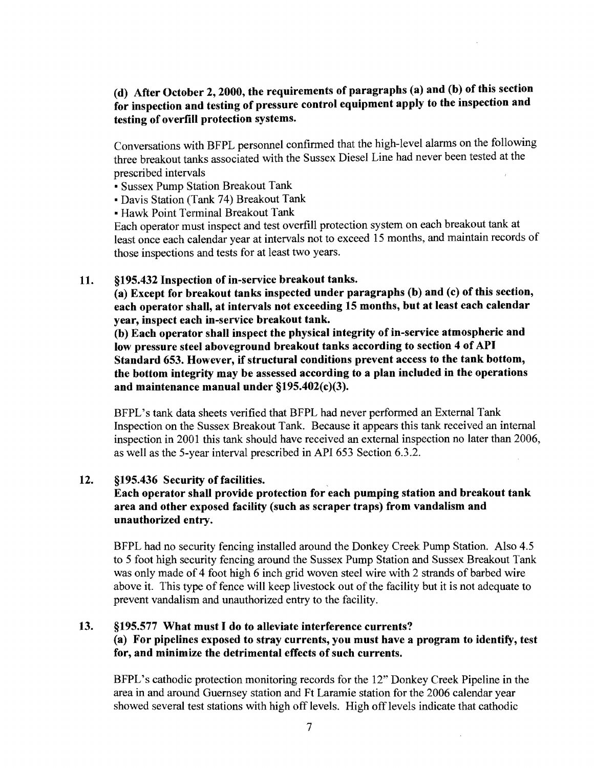**(d) After October 2, 2000, the requirements of paragraphs (a) and (b) of this section for inspection and testing of pressure control equipment apply to the inspection and testing of overfill protection systems.**

Conversations with BFPL personnel confirmed that the high-level alarms on the following three breakout tanks associated with the Sussex Diesel Line had never been tested at the prescribed intervals

- Sussex Pump Station Breakout Tank
- Davis Station (Tank 74) Breakout Tank
- Hawk Point Terminal Breakout Tank

Each operator must inspect and test overfill protection system on each breakout tank at least once each calendar year at intervals not to exceed 15 months, and maintain records of those inspections and tests for at least two years.

11. **§195.432 Inspection of in-service breakout tanks.**

**(a) Except for breakout tanks inspected under paragraphs (b) and (c) of this section, each operator shall, at intervals not exceeding 15 months, but at least each calendar year, inspect each in-service breakout tank.**

**(b) Each operator shall inspect the physical integrity of in-service atmospheric and low pressure steel aboveground breakout tanks according to section 4 of API Standard 653. However, if structural conditions prevent access to the tank bottom, the bottom integrity may be assessed according to a plan included in the operations and maintenance manual under §195.402(c)(3).**

BFPL's tank data sheets verified that BFPL had never performed an External Tank Inspection on the Sussex Breakout Tank. Because it appears this tank received an internal inspection in 2001 this tank should have received an external inspection no later than 2006, as well as the 5-year interval prescribed in API 653 Section 6.3.2.

12. **§195.436 Security of facilities.**

**Each operator shall provide protection for each pumping station and breakout tank area and other exposed facility (such as scraper traps) from vandalism and unauthorized entry.**

BFPL had no security fencing installed around the Donkey Creek Pump Station. Also 4.5 to 5 foot high security fencing around the Sussex Pump Station and Sussex Breakout Tank was only made of 4 foot high 6 inch grid woven steel wire with 2 strands of barbed wire above it. This type of fence will keep livestock out of the facility but it is not adequate to prevent vandalism and unauthorized entry to the facility.

13. **§195.577 What must I do to alleviate interference currents?**

**(a) For pipelines exposed to stray currents, you must have a program to identify, test for, and minimize the detrimental effects of such currents.**

BFPL's cathodic protection monitoring records for the 12" Donkey Creek Pipeline in the area in and around Guernsey station and Ft Laramie station for the 2006 calendar year showed several test stations with high off levels. High off levels indicate that cathodic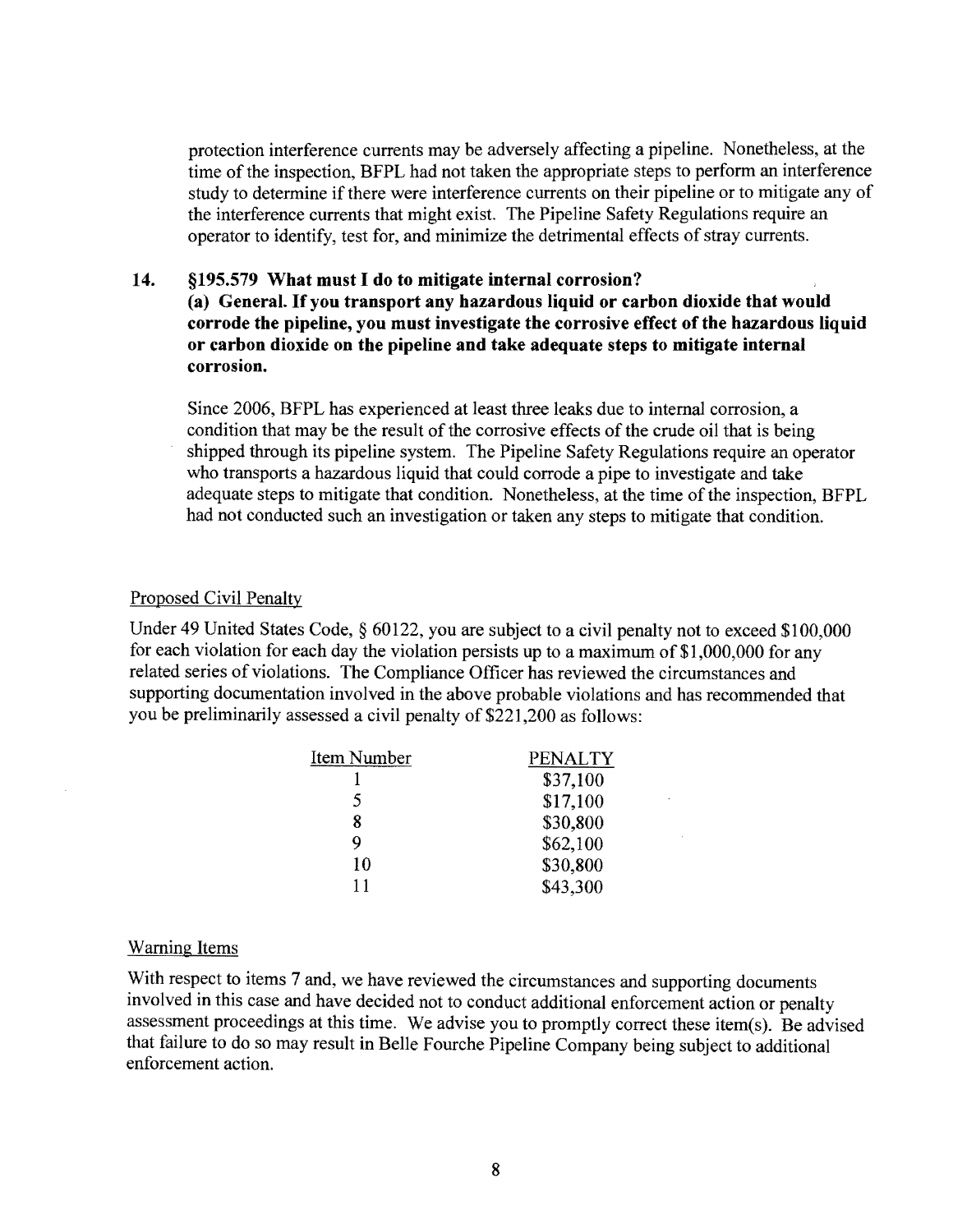protection interference currents may be adversely affecting a pipeline. Nonetheless, at the time of the inspection, BFPL had not taken the appropriate steps to perform an interference study to determine if there were interference currents on their pipeline or to mitigate any of the interference currents that might exist. The Pipeline Safety Regulations require an operator to identify, test for, and minimize the detrimental effects of stray currents.

**14. §195.579 What must I do to mitigate internal corrosion?**
**(a) General. If you transport any hazardous liquid or carbon dioxide that would corrode the pipeline, you must investigate the corrosive effect of the hazardous liquid or carbon dioxide on the pipeline and take adequate steps to mitigate internal corrosion.**

Since 2006, BFPL has experienced at least three leaks due to internal corrosion, a condition that may be the result of the corrosive effects of the crude oil that is being shipped through its pipeline system. The Pipeline Safety Regulations require an operator who transports a hazardous liquid that could corrode a pipe to investigate and take adequate steps to mitigate that condition. Nonetheless, at the time of the inspection, BFPL had not conducted such an investigation or taken any steps to mitigate that condition.

## Proposed Civil Penalty

Under 49 United States Code, § 60122, you are subject to a civil penalty not to exceed $100,000 for each violation for each day the violation persists up to a maximum of $1,000,000 for any related series of violations. The Compliance Officer has reviewed the circumstances and supporting documentation involved in the above probable violations and has recommended that you be preliminarily assessed a civil penalty of $221,200 as follows:

| Item Number | PENALTY |
|---|---|
| 1 | $37,100 |
| 5 | $17,100 |
| 8 | $30,800 |
| 9 | $62,100 |
| 10 | $30,800 |
| 11 | $43,300 |

## Warning Items

With respect to items 7 and, we have reviewed the circumstances and supporting documents involved in this case and have decided not to conduct additional enforcement action or penalty assessment proceedings at this time. We advise you to promptly correct these item(s). Be advised that failure to do so may result in Belle Fourche Pipeline Company being subject to additional enforcement action.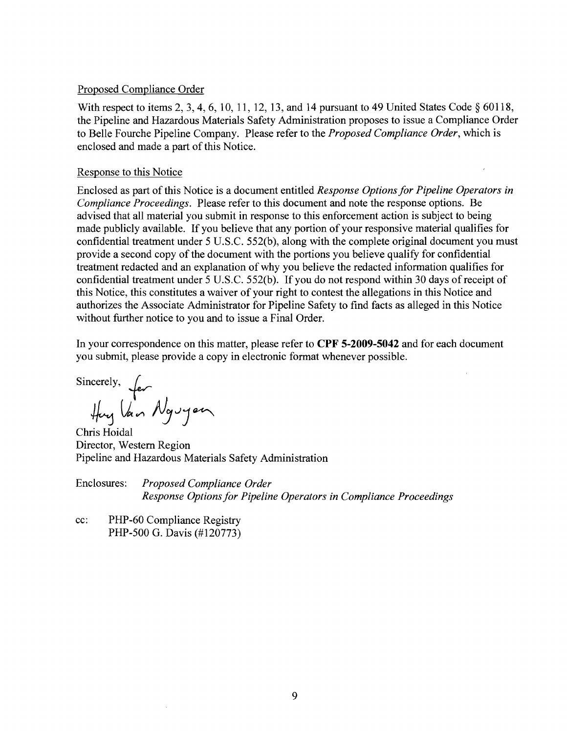Proposed Compliance Order

With respect to items 2, 3, 4, 6, 10, 11, 12, 13, and 14 pursuant to 49 United States Code § 60118, the Pipeline and Hazardous Materials Safety Administration proposes to issue a Compliance Order to Belle Fourche Pipeline Company. Please refer to the *Proposed Compliance Order*, which is enclosed and made a part of this Notice.

Response to this Notice

Enclosed as part of this Notice is a document entitled *Response Options for Pipeline Operators in Compliance Proceedings*. Please refer to this document and note the response options. Be advised that all material you submit in response to this enforcement action is subject to being made publicly available. If you believe that any portion of your responsive material qualifies for confidential treatment under 5 U.S.C. 552(b), along with the complete original document you must provide a second copy of the document with the portions you believe qualify for confidential treatment redacted and an explanation of why you believe the redacted information qualifies for confidential treatment under 5 U.S.C. 552(b). If you do not respond within 30 days of receipt of this Notice, this constitutes a waiver of your right to contest the allegations in this Notice and authorizes the Associate Administrator for Pipeline Safety to find facts as alleged in this Notice without further notice to you and to issue a Final Order.

In your correspondence on this matter, please refer to **CPF 5-2009-5042** and for each document you submit, please provide a copy in electronic format whenever possible.

Sincerely,

for Huy Van Nguyen

Chris Hoidal
Director, Western Region
Pipeline and Hazardous Materials Safety Administration

Enclosures: *Proposed Compliance Order*
*Response Options for Pipeline Operators in Compliance Proceedings*

cc: PHP-60 Compliance Registry
PHP-500 G. Davis (#120773)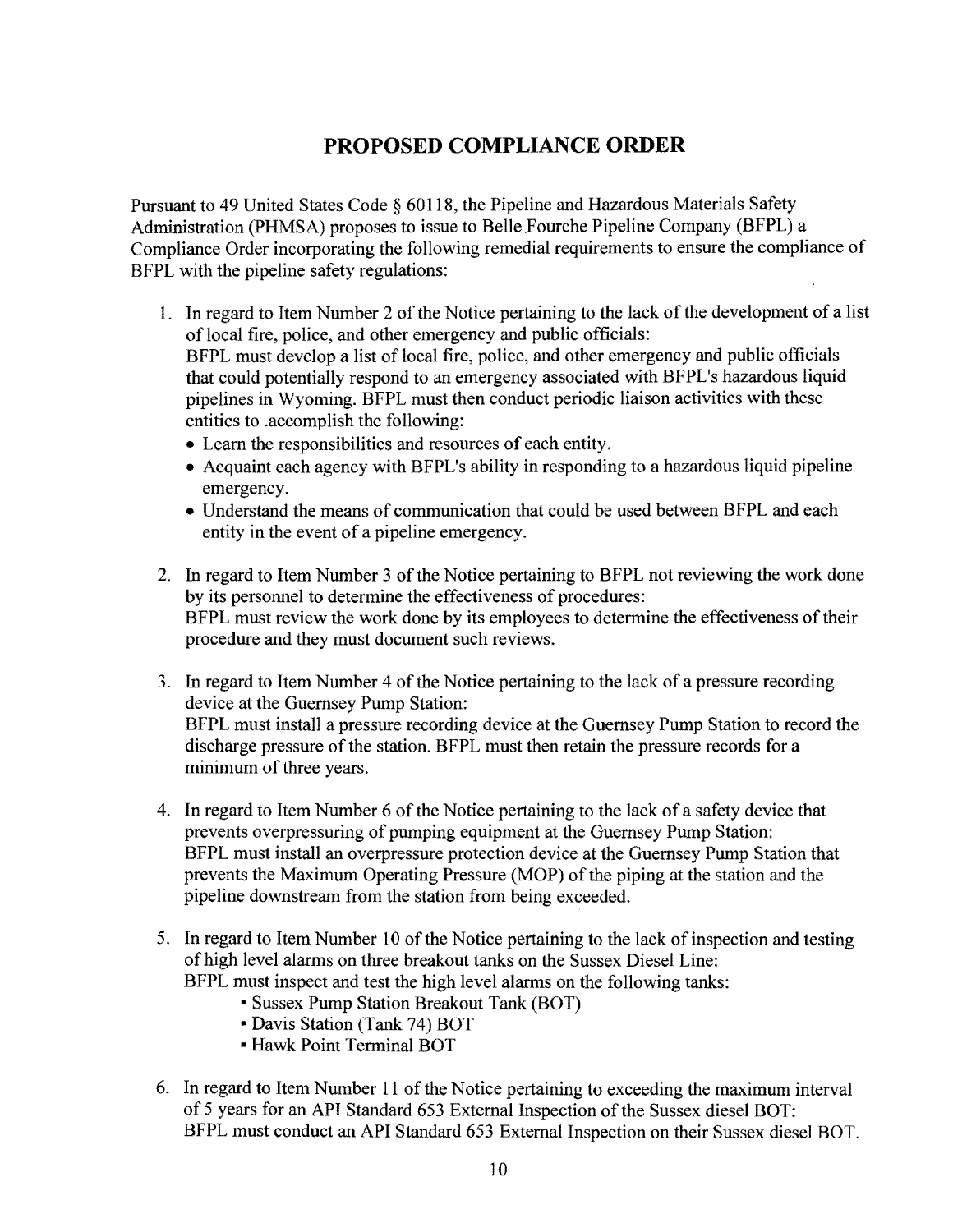## PROPOSED COMPLIANCE ORDER

Pursuant to 49 United States Code § 60118, the Pipeline and Hazardous Materials Safety Administration (PHMSA) proposes to issue to Belle Fourche Pipeline Company (BFPL) a Compliance Order incorporating the following remedial requirements to ensure the compliance of BFPL with the pipeline safety regulations:

1. In regard to Item Number 2 of the Notice pertaining to the lack of the development of a list of local fire, police, and other emergency and public officials:
   BFPL must develop a list of local fire, police, and other emergency and public officials that could potentially respond to an emergency associated with BFPL's hazardous liquid pipelines in Wyoming. BFPL must then conduct periodic liaison activities with these entities to .accomplish the following:
   - Learn the responsibilities and resources of each entity.
   - Acquaint each agency with BFPL's ability in responding to a hazardous liquid pipeline emergency.
   - Understand the means of communication that could be used between BFPL and each entity in the event of a pipeline emergency.

2. In regard to Item Number 3 of the Notice pertaining to BFPL not reviewing the work done by its personnel to determine the effectiveness of procedures:
   BFPL must review the work done by its employees to determine the effectiveness of their procedure and they must document such reviews.

3. In regard to Item Number 4 of the Notice pertaining to the lack of a pressure recording device at the Guernsey Pump Station:
   BFPL must install a pressure recording device at the Guernsey Pump Station to record the discharge pressure of the station. BFPL must then retain the pressure records for a minimum of three years.

4. In regard to Item Number 6 of the Notice pertaining to the lack of a safety device that prevents overpressuring of pumping equipment at the Guernsey Pump Station:
   BFPL must install an overpressure protection device at the Guernsey Pump Station that prevents the Maximum Operating Pressure (MOP) of the piping at the station and the pipeline downstream from the station from being exceeded.

5. In regard to Item Number 10 of the Notice pertaining to the lack of inspection and testing of high level alarms on three breakout tanks on the Sussex Diesel Line:
   BFPL must inspect and test the high level alarms on the following tanks:
   - Sussex Pump Station Breakout Tank (BOT)
   - Davis Station (Tank 74) BOT
   - Hawk Point Terminal BOT

6. In regard to Item Number 11 of the Notice pertaining to exceeding the maximum interval of 5 years for an API Standard 653 External Inspection of the Sussex diesel BOT:
   BFPL must conduct an API Standard 653 External Inspection on their Sussex diesel BOT.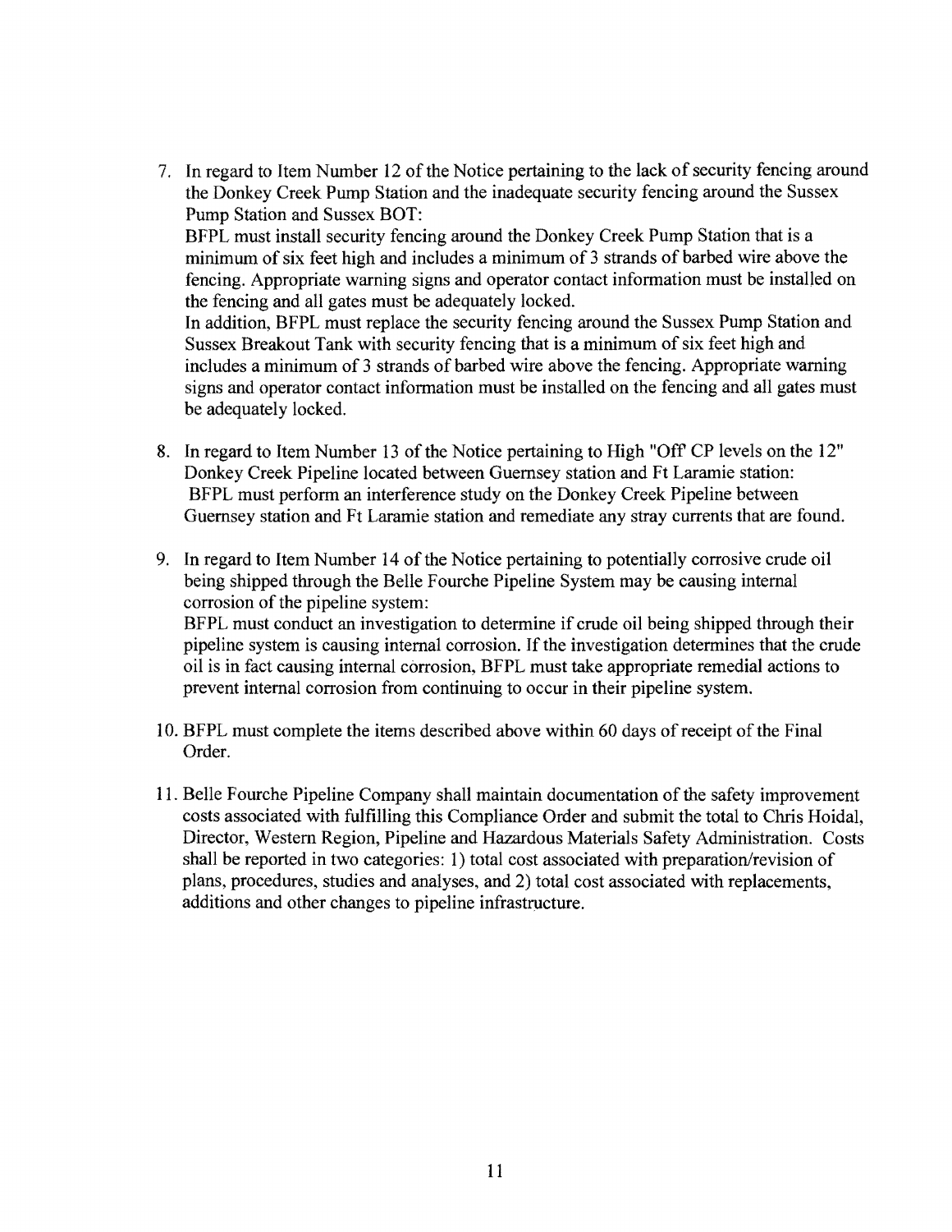7. In regard to Item Number 12 of the Notice pertaining to the lack of security fencing around the Donkey Creek Pump Station and the inadequate security fencing around the Sussex Pump Station and Sussex BOT:
   BFPL must install security fencing around the Donkey Creek Pump Station that is a minimum of six feet high and includes a minimum of 3 strands of barbed wire above the fencing. Appropriate warning signs and operator contact information must be installed on the fencing and all gates must be adequately locked.
   In addition, BFPL must replace the security fencing around the Sussex Pump Station and Sussex Breakout Tank with security fencing that is a minimum of six feet high and includes a minimum of 3 strands of barbed wire above the fencing. Appropriate warning signs and operator contact information must be installed on the fencing and all gates must be adequately locked.

8. In regard to Item Number 13 of the Notice pertaining to High "Off' CP levels on the 12" Donkey Creek Pipeline located between Guernsey station and Ft Laramie station:
   BFPL must perform an interference study on the Donkey Creek Pipeline between Guernsey station and Ft Laramie station and remediate any stray currents that are found.

9. In regard to Item Number 14 of the Notice pertaining to potentially corrosive crude oil being shipped through the Belle Fourche Pipeline System may be causing internal corrosion of the pipeline system:
   BFPL must conduct an investigation to determine if crude oil being shipped through their pipeline system is causing internal corrosion. If the investigation determines that the crude oil is in fact causing internal corrosion, BFPL must take appropriate remedial actions to prevent internal corrosion from continuing to occur in their pipeline system.

10. BFPL must complete the items described above within 60 days of receipt of the Final Order.

11. Belle Fourche Pipeline Company shall maintain documentation of the safety improvement costs associated with fulfilling this Compliance Order and submit the total to Chris Hoidal, Director, Western Region, Pipeline and Hazardous Materials Safety Administration. Costs shall be reported in two categories: 1) total cost associated with preparation/revision of plans, procedures, studies and analyses, and 2) total cost associated with replacements, additions and other changes to pipeline infrastructure.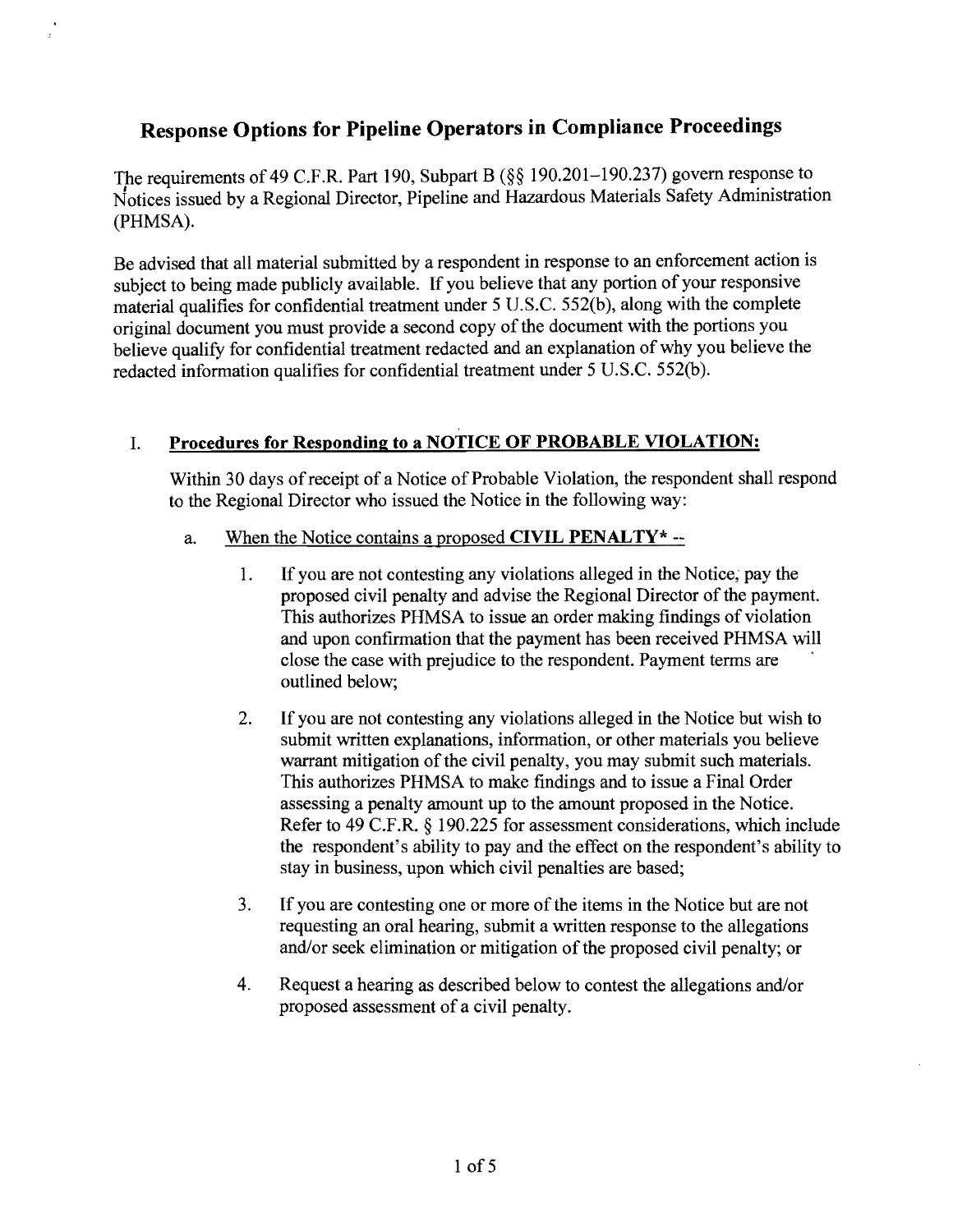# Response Options for Pipeline Operators in Compliance Proceedings

The requirements of 49 C.F.R. Part 190, Subpart B (§§ 190.201–190.237) govern response to Notices issued by a Regional Director, Pipeline and Hazardous Materials Safety Administration (PHMSA).

Be advised that all material submitted by a respondent in response to an enforcement action is subject to being made publicly available. If you believe that any portion of your responsive material qualifies for confidential treatment under 5 U.S.C. 552(b), along with the complete original document you must provide a second copy of the document with the portions you believe qualify for confidential treatment redacted and an explanation of why you believe the redacted information qualifies for confidential treatment under 5 U.S.C. 552(b).

## I. Procedures for Responding to a NOTICE OF PROBABLE VIOLATION:

Within 30 days of receipt of a Notice of Probable Violation, the respondent shall respond to the Regional Director who issued the Notice in the following way:

a. When the Notice contains a proposed **CIVIL PENALTY*** --

1. If you are not contesting any violations alleged in the Notice, pay the proposed civil penalty and advise the Regional Director of the payment. This authorizes PHMSA to issue an order making findings of violation and upon confirmation that the payment has been received PHMSA will close the case with prejudice to the respondent. Payment terms are outlined below;

2. If you are not contesting any violations alleged in the Notice but wish to submit written explanations, information, or other materials you believe warrant mitigation of the civil penalty, you may submit such materials. This authorizes PHMSA to make findings and to issue a Final Order assessing a penalty amount up to the amount proposed in the Notice. Refer to 49 C.F.R. § 190.225 for assessment considerations, which include the respondent's ability to pay and the effect on the respondent's ability to stay in business, upon which civil penalties are based;

3. If you are contesting one or more of the items in the Notice but are not requesting an oral hearing, submit a written response to the allegations and/or seek elimination or mitigation of the proposed civil penalty; or

4. Request a hearing as described below to contest the allegations and/or proposed assessment of a civil penalty.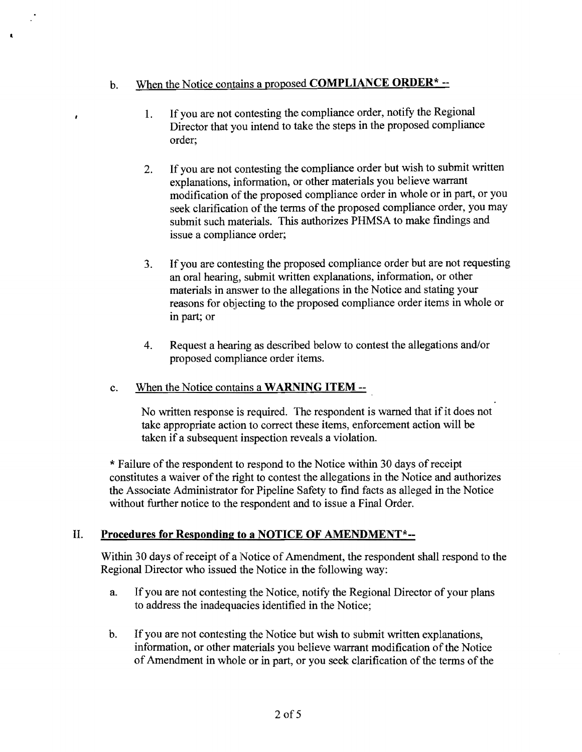b. <u>When the Notice contains a proposed **COMPLIANCE ORDER*** --</u>

1. If you are not contesting the compliance order, notify the Regional Director that you intend to take the steps in the proposed compliance order;

2. If you are not contesting the compliance order but wish to submit written explanations, information, or other materials you believe warrant modification of the proposed compliance order in whole or in part, or you seek clarification of the terms of the proposed compliance order, you may submit such materials. This authorizes PHMSA to make findings and issue a compliance order;

3. If you are contesting the proposed compliance order but are not requesting an oral hearing, submit written explanations, information, or other materials in answer to the allegations in the Notice and stating your reasons for objecting to the proposed compliance order items in whole or in part; or

4. Request a hearing as described below to contest the allegations and/or proposed compliance order items.

c. <u>When the Notice contains a **WARNING ITEM** --</u>

No written response is required. The respondent is warned that if it does not take appropriate action to correct these items, enforcement action will be taken if a subsequent inspection reveals a violation.

* Failure of the respondent to respond to the Notice within 30 days of receipt constitutes a waiver of the right to contest the allegations in the Notice and authorizes the Associate Administrator for Pipeline Safety to find facts as alleged in the Notice without further notice to the respondent and to issue a Final Order.

## II. <u>Procedures for Responding to a NOTICE OF AMENDMENT*--</u>

Within 30 days of receipt of a Notice of Amendment, the respondent shall respond to the Regional Director who issued the Notice in the following way:

a. If you are not contesting the Notice, notify the Regional Director of your plans to address the inadequacies identified in the Notice;

b. If you are not contesting the Notice but wish to submit written explanations, information, or other materials you believe warrant modification of the Notice of Amendment in whole or in part, or you seek clarification of the terms of the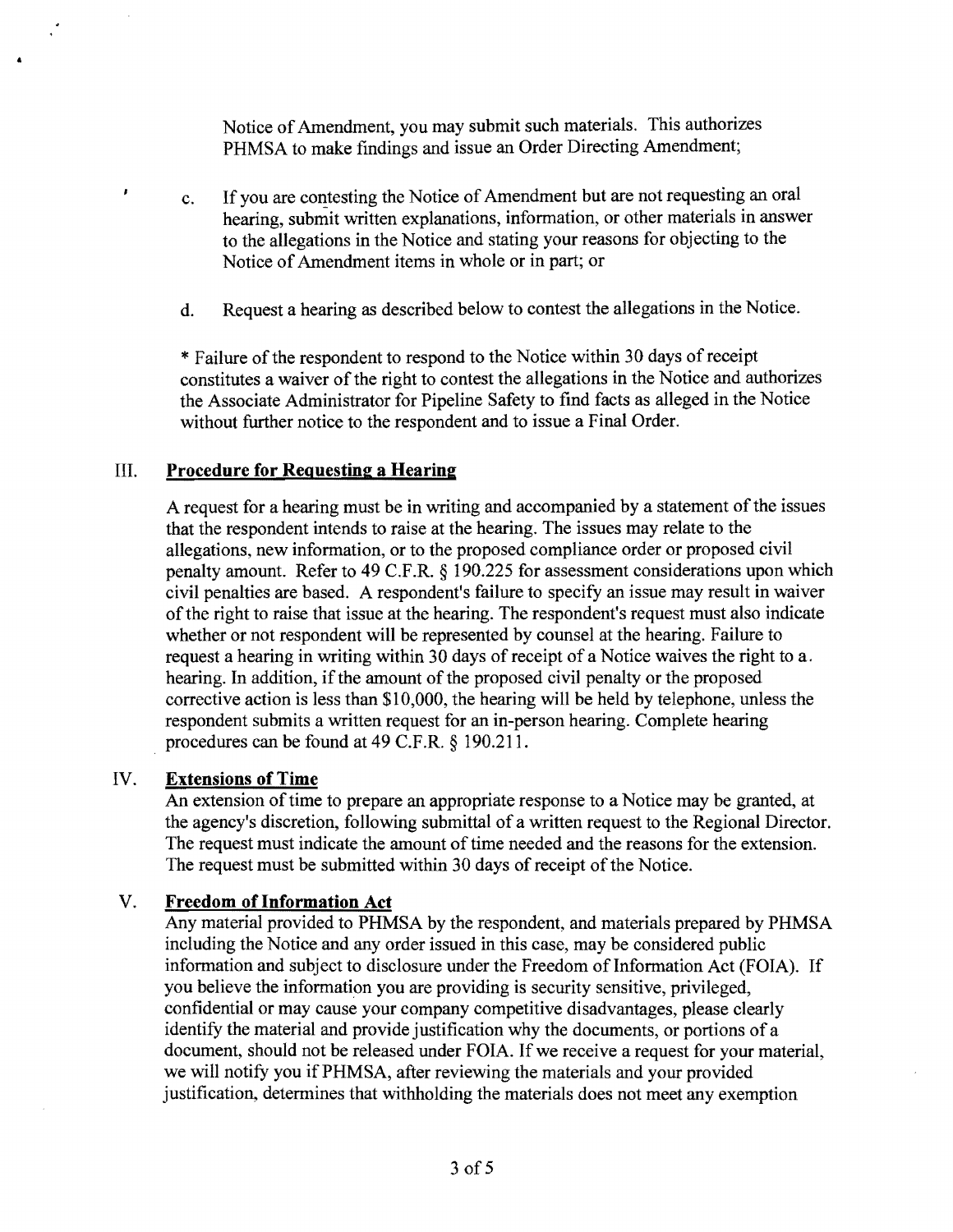Notice of Amendment, you may submit such materials. This authorizes PHMSA to make findings and issue an Order Directing Amendment;

c. If you are contesting the Notice of Amendment but are not requesting an oral hearing, submit written explanations, information, or other materials in answer to the allegations in the Notice and stating your reasons for objecting to the Notice of Amendment items in whole or in part; or

d. Request a hearing as described below to contest the allegations in the Notice.

* Failure of the respondent to respond to the Notice within 30 days of receipt constitutes a waiver of the right to contest the allegations in the Notice and authorizes the Associate Administrator for Pipeline Safety to find facts as alleged in the Notice without further notice to the respondent and to issue a Final Order.

## III. **Procedure for Requesting a Hearing**

A request for a hearing must be in writing and accompanied by a statement of the issues that the respondent intends to raise at the hearing. The issues may relate to the allegations, new information, or to the proposed compliance order or proposed civil penalty amount. Refer to 49 C.F.R. § 190.225 for assessment considerations upon which civil penalties are based. A respondent's failure to specify an issue may result in waiver of the right to raise that issue at the hearing. The respondent's request must also indicate whether or not respondent will be represented by counsel at the hearing. Failure to request a hearing in writing within 30 days of receipt of a Notice waives the right to a hearing. In addition, if the amount of the proposed civil penalty or the proposed corrective action is less than $10,000, the hearing will be held by telephone, unless the respondent submits a written request for an in-person hearing. Complete hearing procedures can be found at 49 C.F.R. § 190.211.

## IV. **Extensions of Time**

An extension of time to prepare an appropriate response to a Notice may be granted, at the agency's discretion, following submittal of a written request to the Regional Director. The request must indicate the amount of time needed and the reasons for the extension. The request must be submitted within 30 days of receipt of the Notice.

## V. **Freedom of Information Act**

Any material provided to PHMSA by the respondent, and materials prepared by PHMSA including the Notice and any order issued in this case, may be considered public information and subject to disclosure under the Freedom of Information Act (FOIA). If you believe the information you are providing is security sensitive, privileged, confidential or may cause your company competitive disadvantages, please clearly identify the material and provide justification why the documents, or portions of a document, should not be released under FOIA. If we receive a request for your material, we will notify you if PHMSA, after reviewing the materials and your provided justification, determines that withholding the materials does not meet any exemption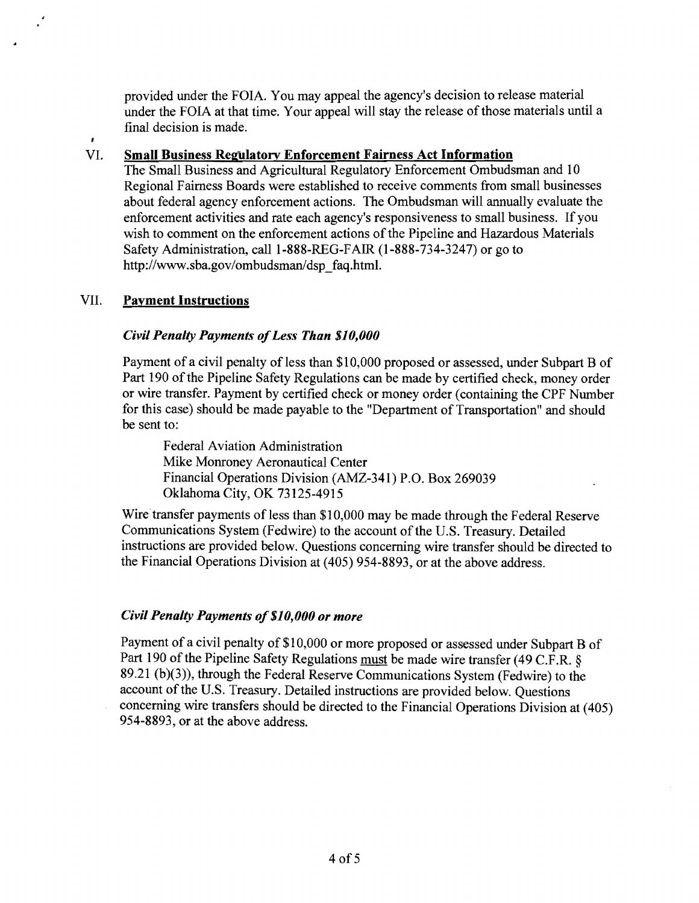provided under the FOIA. You may appeal the agency's decision to release material under the FOIA at that time. Your appeal will stay the release of those materials until a final decision is made.

## VI. Small Business Regulatory Enforcement Fairness Act Information

The Small Business and Agricultural Regulatory Enforcement Ombudsman and 10 Regional Fairness Boards were established to receive comments from small businesses about federal agency enforcement actions. The Ombudsman will annually evaluate the enforcement activities and rate each agency's responsiveness to small business. If you wish to comment on the enforcement actions of the Pipeline and Hazardous Materials Safety Administration, call 1-888-REG-FAIR (1-888-734-3247) or go to http://www.sba.gov/ombudsman/dsp_faq.html.

## VII. Payment Instructions

***Civil Penalty Payments of Less Than $10,000***

Payment of a civil penalty of less than $10,000 proposed or assessed, under Subpart B of Part 190 of the Pipeline Safety Regulations can be made by certified check, money order or wire transfer. Payment by certified check or money order (containing the CPF Number for this case) should be made payable to the "Department of Transportation" and should be sent to:

Federal Aviation Administration
Mike Monroney Aeronautical Center
Financial Operations Division (AMZ-341) P.O. Box 269039
Oklahoma City, OK 73125-4915

Wire transfer payments of less than $10,000 may be made through the Federal Reserve Communications System (Fedwire) to the account of the U.S. Treasury. Detailed instructions are provided below. Questions concerning wire transfer should be directed to the Financial Operations Division at (405) 954-8893, or at the above address.

***Civil Penalty Payments of $10,000 or more***

Payment of a civil penalty of $10,000 or more proposed or assessed under Subpart B of Part 190 of the Pipeline Safety Regulations must be made wire transfer (49 C.F.R. § 89.21 (b)(3)), through the Federal Reserve Communications System (Fedwire) to the account of the U.S. Treasury. Detailed instructions are provided below. Questions concerning wire transfers should be directed to the Financial Operations Division at (405) 954-8893, or at the above address.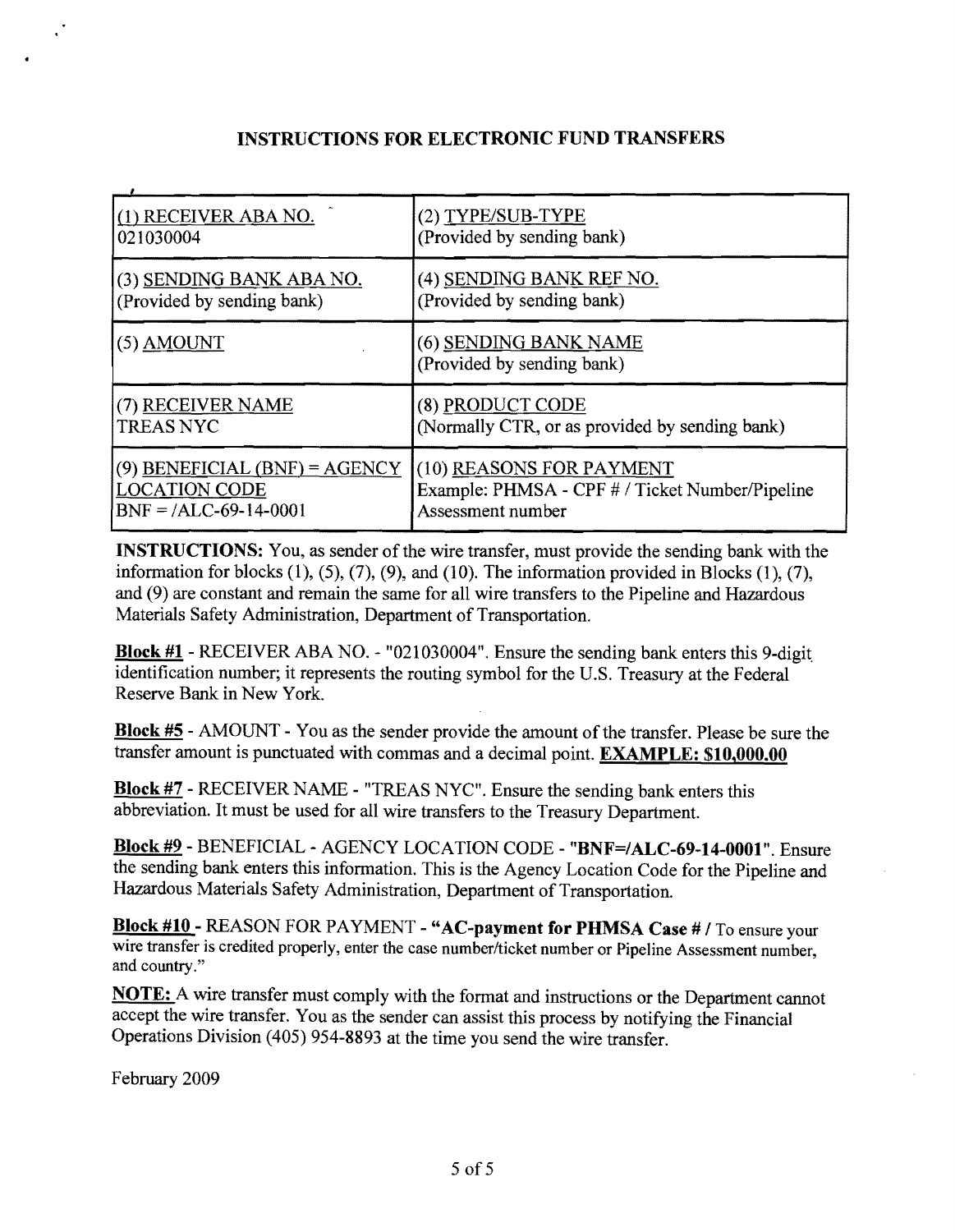## INSTRUCTIONS FOR ELECTRONIC FUND TRANSFERS

| | |
|---|---|
| (1) RECEIVER ABA NO.<br>021030004 | (2) TYPE/SUB-TYPE<br>(Provided by sending bank) |
| (3) SENDING BANK ABA NO.<br>(Provided by sending bank) | (4) SENDING BANK REF NO.<br>(Provided by sending bank) |
| (5) AMOUNT | (6) SENDING BANK NAME<br>(Provided by sending bank) |
| (7) RECEIVER NAME<br>TREAS NYC | (8) PRODUCT CODE<br>(Normally CTR, or as provided by sending bank) |
| (9) BENEFICIAL (BNF) = AGENCY LOCATION CODE<br>BNF = /ALC-69-14-0001 | (10) REASONS FOR PAYMENT<br>Example: PHMSA - CPF # / Ticket Number/Pipeline Assessment number |

**INSTRUCTIONS:** You, as sender of the wire transfer, must provide the sending bank with the information for blocks (1), (5), (7), (9), and (10). The information provided in Blocks (1), (7), and (9) are constant and remain the same for all wire transfers to the Pipeline and Hazardous Materials Safety Administration, Department of Transportation.

**Block #1** - RECEIVER ABA NO. - "021030004". Ensure the sending bank enters this 9-digit identification number; it represents the routing symbol for the U.S. Treasury at the Federal Reserve Bank in New York.

**Block #5** - AMOUNT - You as the sender provide the amount of the transfer. Please be sure the transfer amount is punctuated with commas and a decimal point. **EXAMPLE: $10,000.00**

**Block #7** - RECEIVER NAME - "TREAS NYC". Ensure the sending bank enters this abbreviation. It must be used for all wire transfers to the Treasury Department.

**Block #9** - BENEFICIAL - AGENCY LOCATION CODE - **"BNF=/ALC-69-14-0001"**. Ensure the sending bank enters this information. This is the Agency Location Code for the Pipeline and Hazardous Materials Safety Administration, Department of Transportation.

**Block #10** - REASON FOR PAYMENT - **"AC-payment for PHMSA Case # /** To ensure your wire transfer is credited properly, enter the case number/ticket number or Pipeline Assessment number, and country."

**NOTE:** A wire transfer must comply with the format and instructions or the Department cannot accept the wire transfer. You as the sender can assist this process by notifying the Financial Operations Division (405) 954-8893 at the time you send the wire transfer.

February 2009